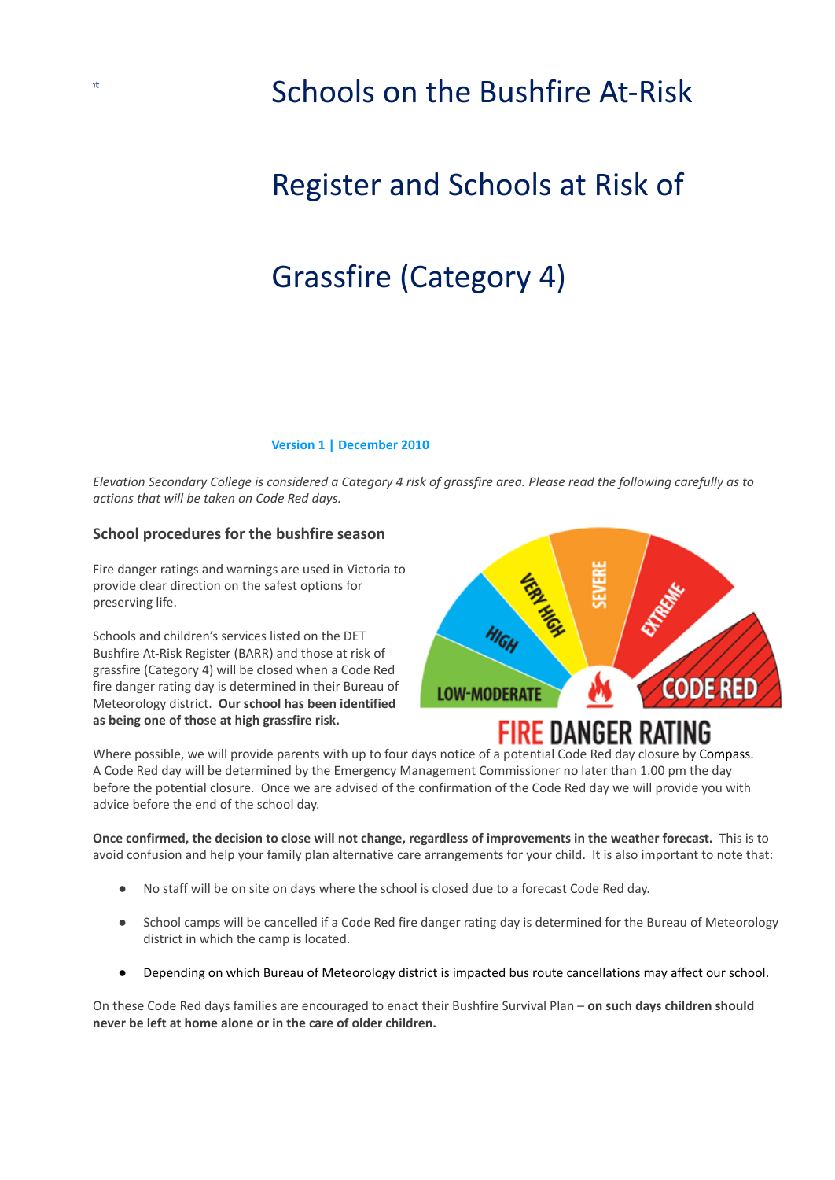# Schools on the Bushfire At-Risk Register and Schools at Risk of Grassfire (Category 4)

**Version 1 | December 2010**

*Elevation Secondary College is considered a Category 4 risk of grassfire area. Please read the following carefully as to actions that will be taken on Code Red days.*

## School procedures for the bushfire season

Fire danger ratings and warnings are used in Victoria to provide clear direction on the safest options for preserving life.

Schools and children's services listed on the DET Bushfire At-Risk Register (BARR) and those at risk of grassfire (Category 4) will be closed when a Code Red fire danger rating day is determined in their Bureau of Meteorology district. **Our school has been identified as being one of those at high grassfire risk.**

Where possible, we will provide parents with up to four days notice of a potential Code Red day closure by Compass. A Code Red day will be determined by the Emergency Management Commissioner no later than 1.00 pm the day before the potential closure. Once we are advised of the confirmation of the Code Red day we will provide you with advice before the end of the school day.

**Once confirmed, the decision to close will not change, regardless of improvements in the weather forecast.** This is to avoid confusion and help your family plan alternative care arrangements for your child. It is also important to note that:

- No staff will be on site on days where the school is closed due to a forecast Code Red day.
- School camps will be cancelled if a Code Red fire danger rating day is determined for the Bureau of Meteorology district in which the camp is located.
- Depending on which Bureau of Meteorology district is impacted bus route cancellations may affect our school.

On these Code Red days families are encouraged to enact their Bushfire Survival Plan – **on such days children should never be left at home alone or in the care of older children.**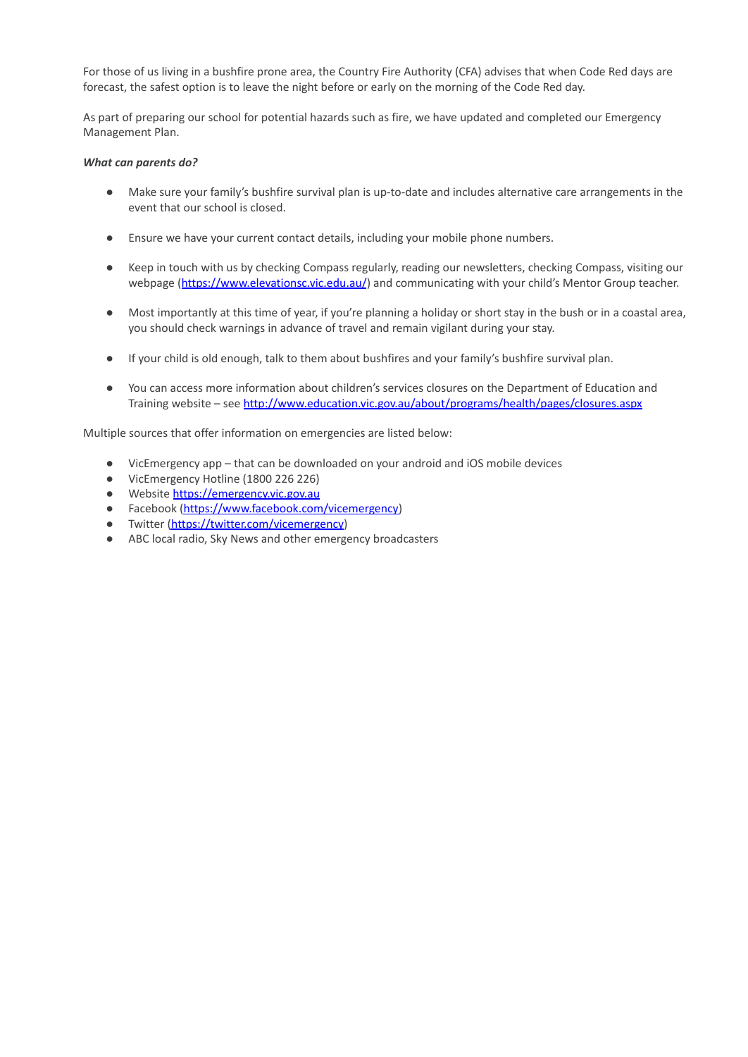For those of us living in a bushfire prone area, the Country Fire Authority (CFA) advises that when Code Red days are forecast, the safest option is to leave the night before or early on the morning of the Code Red day.

As part of preparing our school for potential hazards such as fire, we have updated and completed our Emergency Management Plan.

***What can parents do?***

- Make sure your family's bushfire survival plan is up-to-date and includes alternative care arrangements in the event that our school is closed.
- Ensure we have your current contact details, including your mobile phone numbers.
- Keep in touch with us by checking Compass regularly, reading our newsletters, checking Compass, visiting our webpage ([https://www.elevationsc.vic.edu.au/](https://www.elevationsc.vic.edu.au/)) and communicating with your child's Mentor Group teacher.
- Most importantly at this time of year, if you're planning a holiday or short stay in the bush or in a coastal area, you should check warnings in advance of travel and remain vigilant during your stay.
- If your child is old enough, talk to them about bushfires and your family's bushfire survival plan.
- You can access more information about children's services closures on the Department of Education and Training website – see [http://www.education.vic.gov.au/about/programs/health/pages/closures.aspx](http://www.education.vic.gov.au/about/programs/health/pages/closures.aspx)

Multiple sources that offer information on emergencies are listed below:

- VicEmergency app – that can be downloaded on your android and iOS mobile devices
- VicEmergency Hotline (1800 226 226)
- Website [https://emergency.vic.gov.au](https://emergency.vic.gov.au)
- Facebook ([https://www.facebook.com/vicemergency](https://www.facebook.com/vicemergency))
- Twitter ([https://twitter.com/vicemergency](https://twitter.com/vicemergency))
- ABC local radio, Sky News and other emergency broadcasters